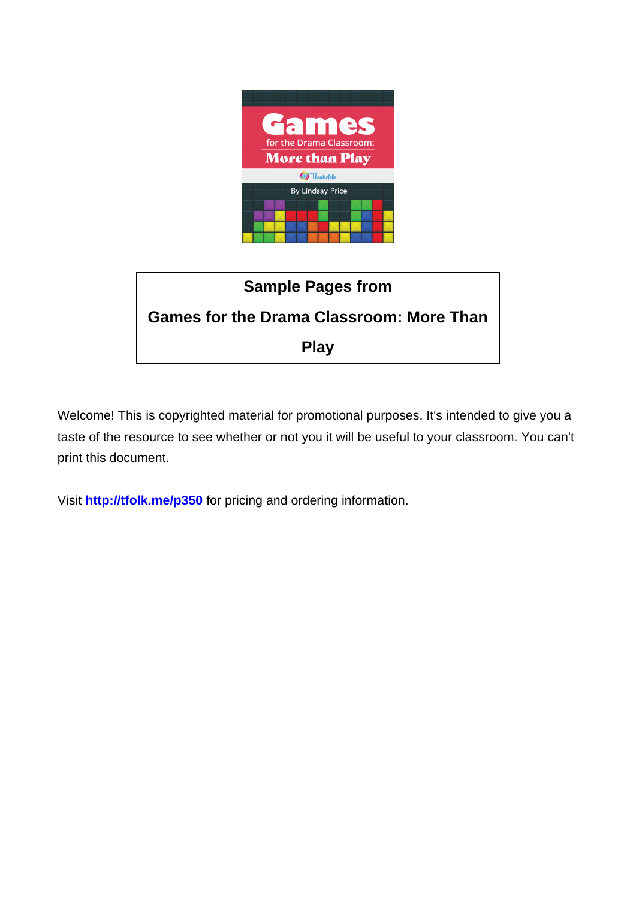Games for the Drama Classroom: More than Play

Theatrefolk

By Lindsay Price

**Sample Pages from**

**Games for the Drama Classroom: More Than Play**

Welcome! This is copyrighted material for promotional purposes. It's intended to give you a taste of the resource to see whether or not you it will be useful to your classroom. You can't print this document.

Visit **http://tfolk.me/p350** for pricing and ordering information.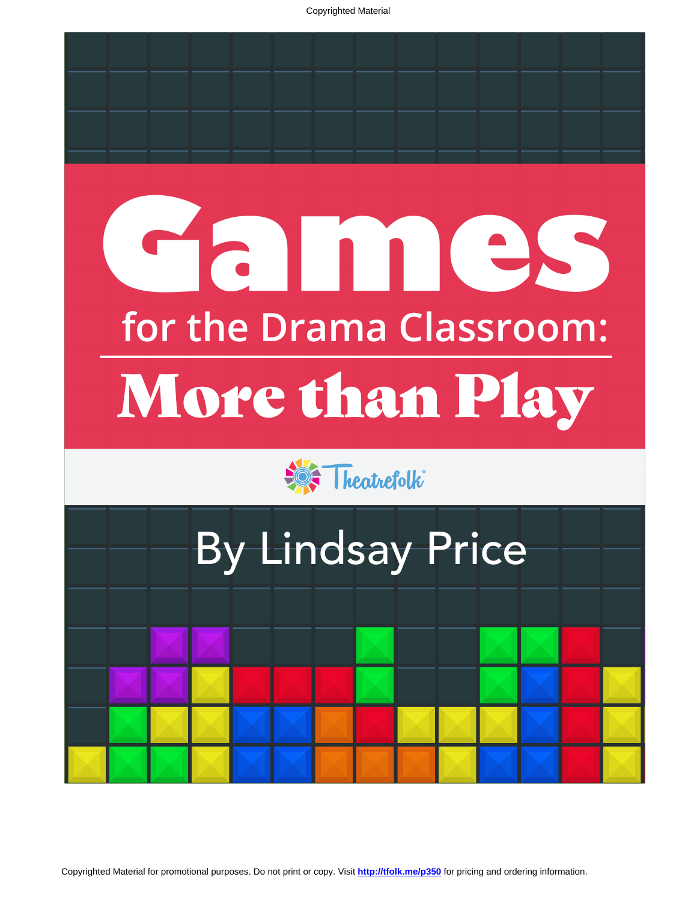# Games

## for the Drama Classroom:

# More than Play

Theatrefolk®

By Lindsay Price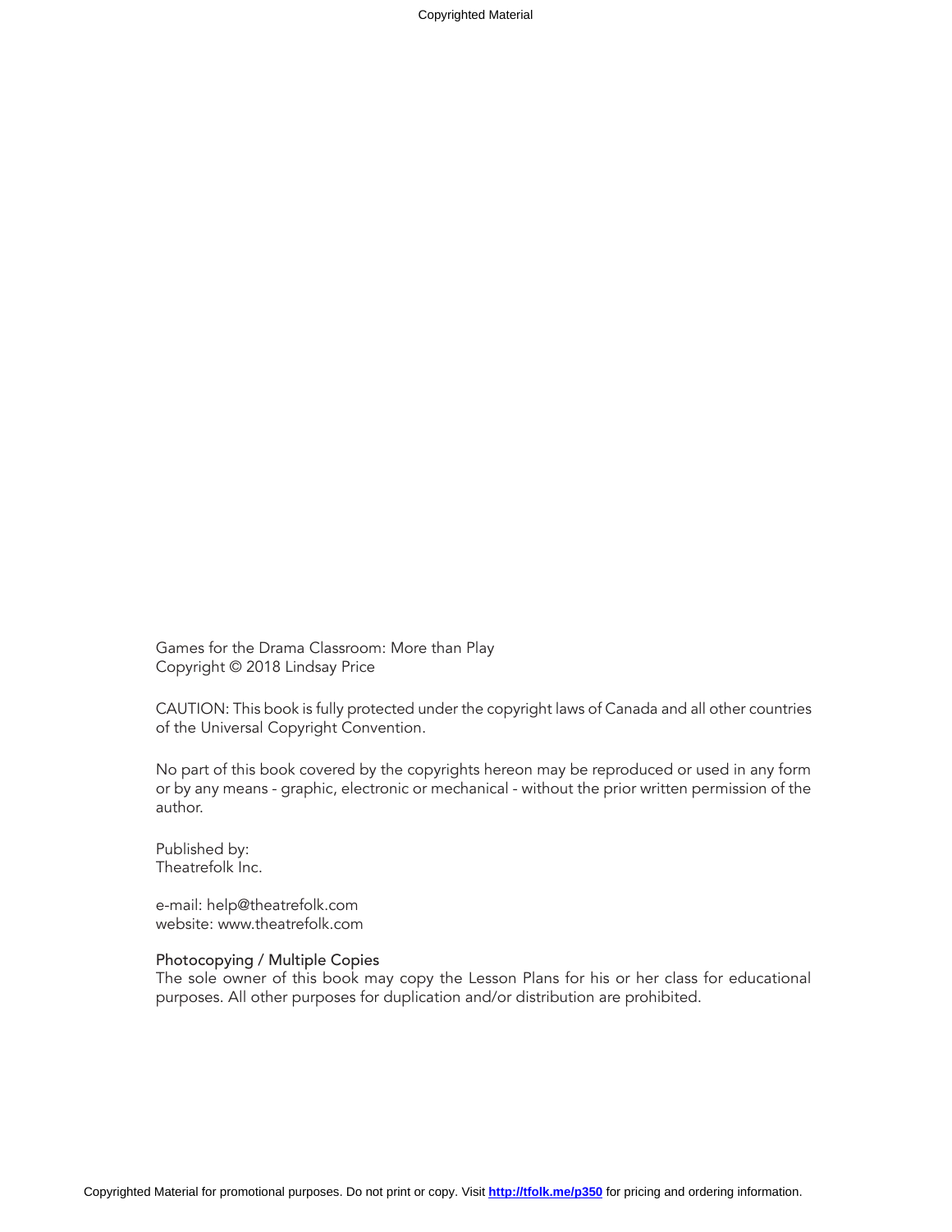Games for the Drama Classroom: More than Play
Copyright © 2018 Lindsay Price

CAUTION: This book is fully protected under the copyright laws of Canada and all other countries of the Universal Copyright Convention.

No part of this book covered by the copyrights hereon may be reproduced or used in any form or by any means - graphic, electronic or mechanical - without the prior written permission of the author.

Published by:
Theatrefolk Inc.

e-mail: help@theatrefolk.com
website: www.theatrefolk.com

Photocopying / Multiple Copies
The sole owner of this book may copy the Lesson Plans for his or her class for educational purposes. All other purposes for duplication and/or distribution are prohibited.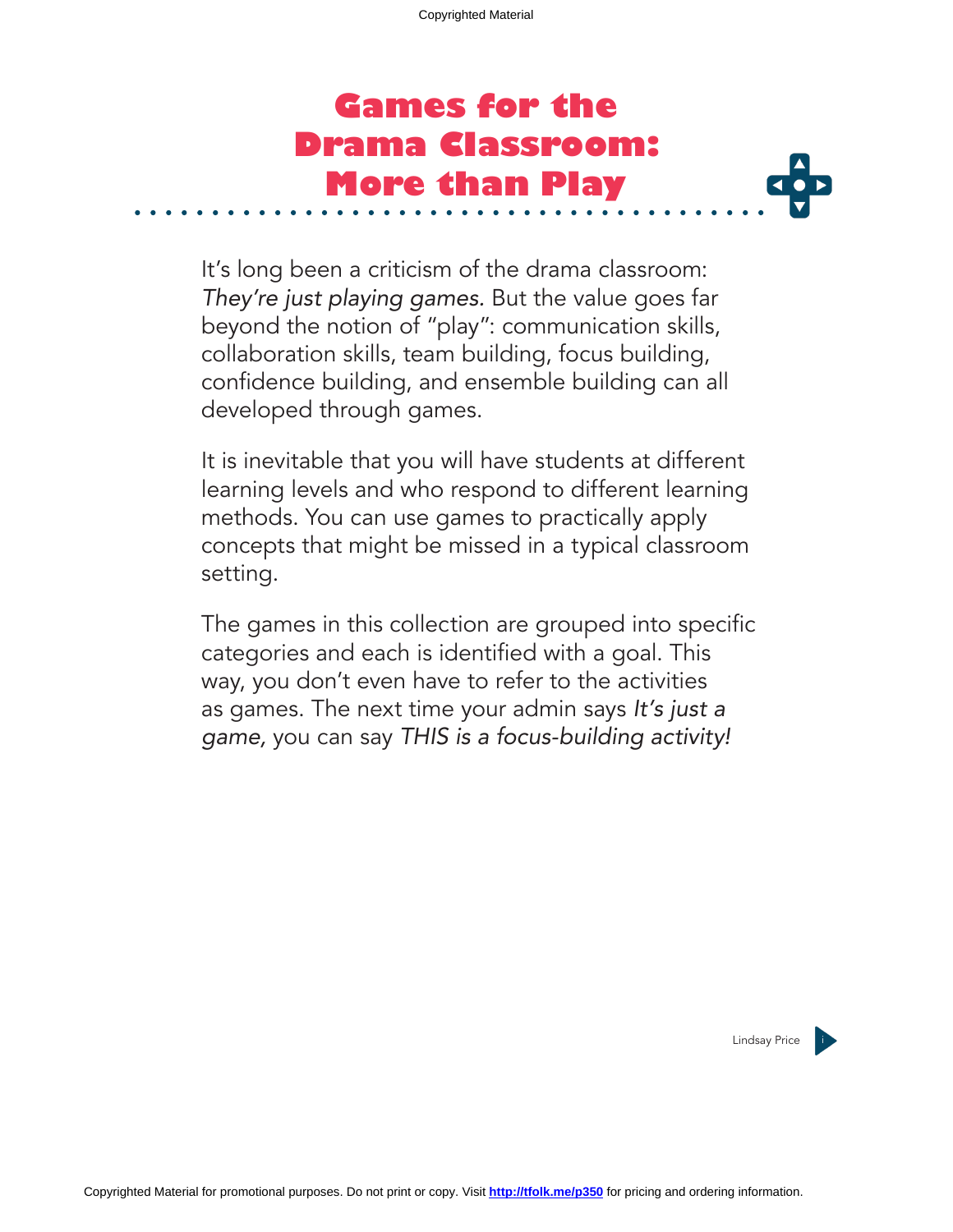# Games for the Drama Classroom: More than Play

It's long been a criticism of the drama classroom: *They're just playing games.* But the value goes far beyond the notion of "play": communication skills, collaboration skills, team building, focus building, confidence building, and ensemble building can all developed through games.

It is inevitable that you will have students at different learning levels and who respond to different learning methods. You can use games to practically apply concepts that might be missed in a typical classroom setting.

The games in this collection are grouped into specific categories and each is identified with a goal. This way, you don't even have to refer to the activities as games. The next time your admin says *It's just a game,* you can say *THIS is a focus-building activity!*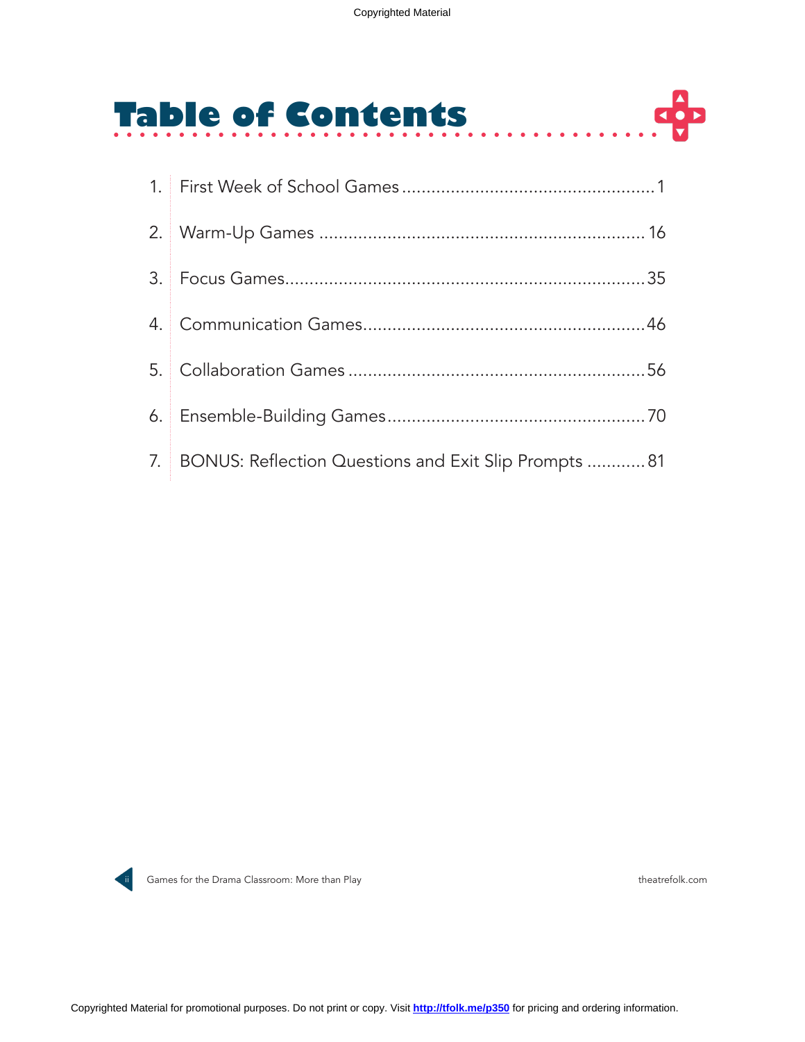# Table of Contents

1. First Week of School Games ........ 1
2. Warm-Up Games ........ 16
3. Focus Games ........ 35
4. Communication Games ........ 46
5. Collaboration Games ........ 56
6. Ensemble-Building Games ........ 70
7. BONUS: Reflection Questions and Exit Slip Prompts ........ 81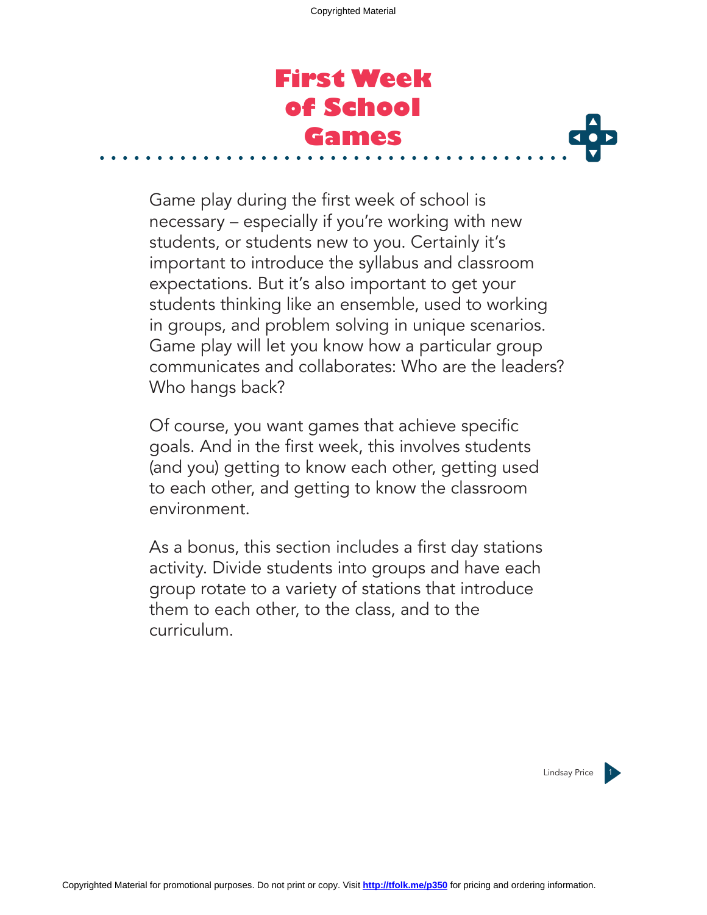# First Week of School Games

Game play during the first week of school is necessary – especially if you're working with new students, or students new to you. Certainly it's important to introduce the syllabus and classroom expectations. But it's also important to get your students thinking like an ensemble, used to working in groups, and problem solving in unique scenarios. Game play will let you know how a particular group communicates and collaborates: Who are the leaders? Who hangs back?

Of course, you want games that achieve specific goals. And in the first week, this involves students (and you) getting to know each other, getting used to each other, and getting to know the classroom environment.

As a bonus, this section includes a first day stations activity. Divide students into groups and have each group rotate to a variety of stations that introduce them to each other, to the class, and to the curriculum.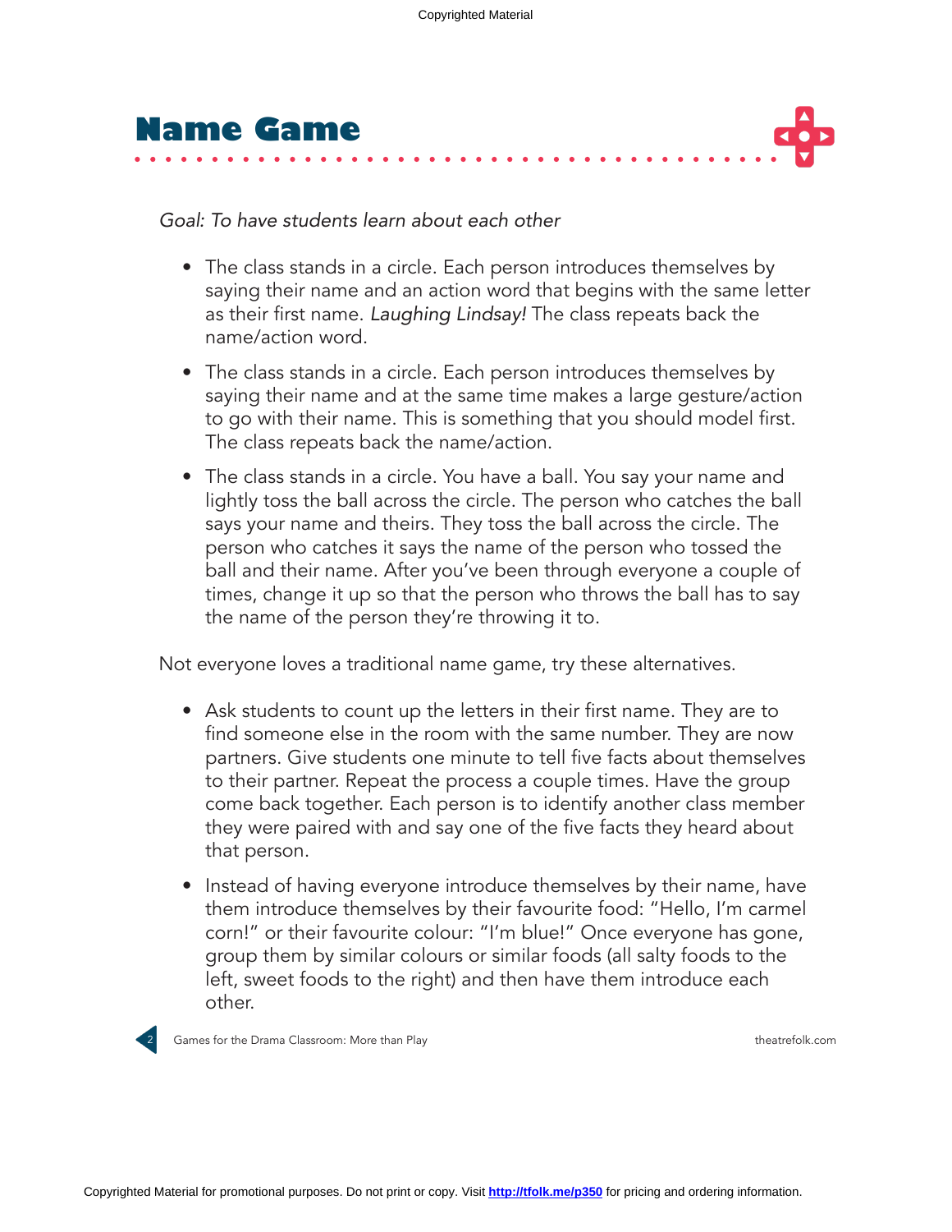# Name Game

*Goal: To have students learn about each other*

- The class stands in a circle. Each person introduces themselves by saying their name and an action word that begins with the same letter as their first name. *Laughing Lindsay!* The class repeats back the name/action word.
- The class stands in a circle. Each person introduces themselves by saying their name and at the same time makes a large gesture/action to go with their name. This is something that you should model first. The class repeats back the name/action.
- The class stands in a circle. You have a ball. You say your name and lightly toss the ball across the circle. The person who catches the ball says your name and theirs. They toss the ball across the circle. The person who catches it says the name of the person who tossed the ball and their name. After you've been through everyone a couple of times, change it up so that the person who throws the ball has to say the name of the person they're throwing it to.

Not everyone loves a traditional name game, try these alternatives.

- Ask students to count up the letters in their first name. They are to find someone else in the room with the same number. They are now partners. Give students one minute to tell five facts about themselves to their partner. Repeat the process a couple times. Have the group come back together. Each person is to identify another class member they were paired with and say one of the five facts they heard about that person.
- Instead of having everyone introduce themselves by their name, have them introduce themselves by their favourite food: "Hello, I'm carmel corn!" or their favourite colour: "I'm blue!" Once everyone has gone, group them by similar colours or similar foods (all salty foods to the left, sweet foods to the right) and then have them introduce each other.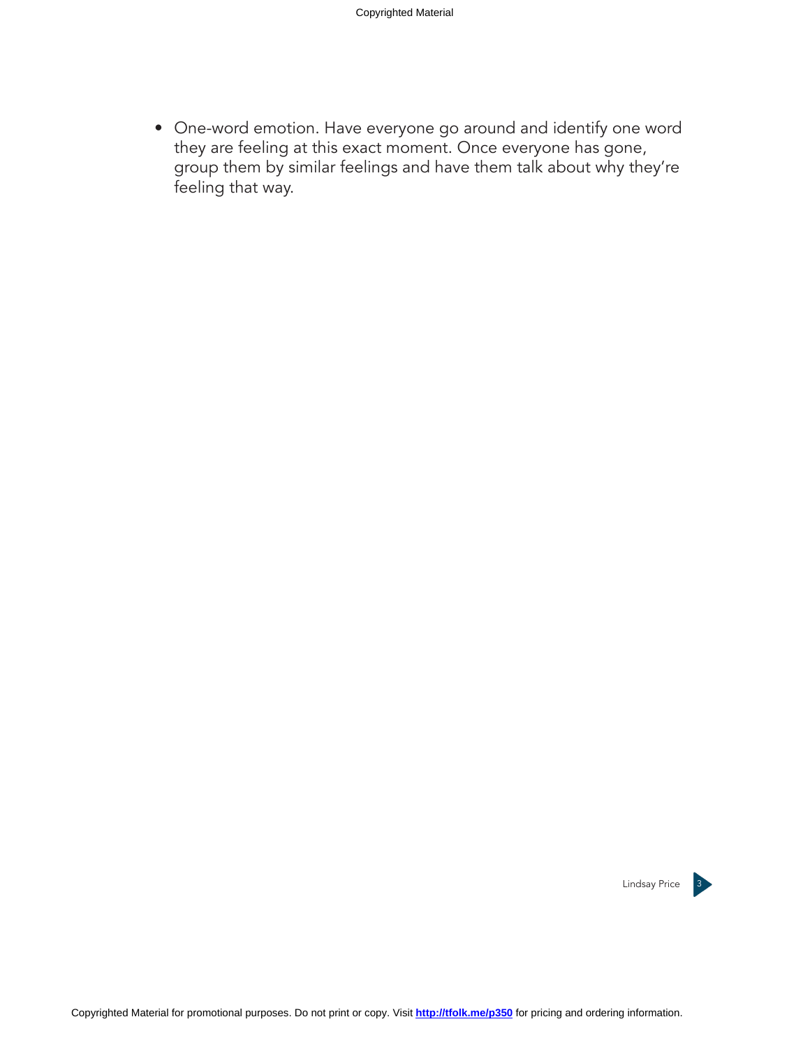- One-word emotion. Have everyone go around and identify one word they are feeling at this exact moment. Once everyone has gone, group them by similar feelings and have them talk about why they're feeling that way.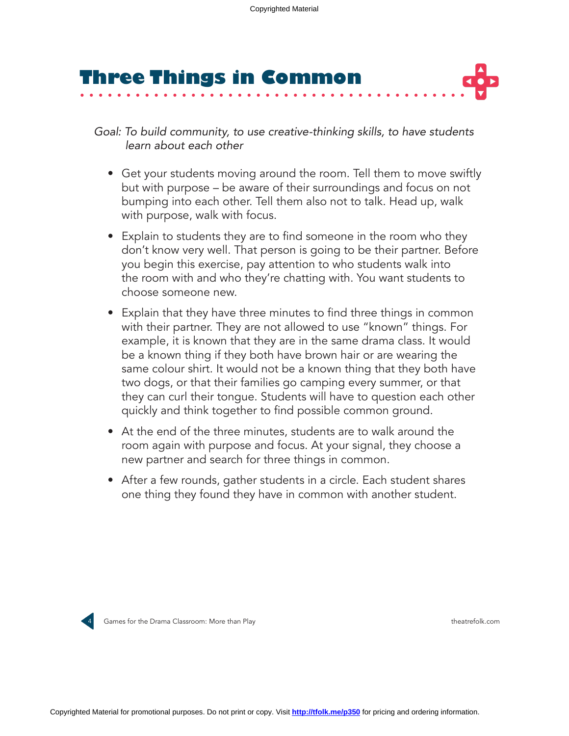# Three Things in Common

*Goal: To build community, to use creative-thinking skills, to have students learn about each other*

- Get your students moving around the room. Tell them to move swiftly but with purpose – be aware of their surroundings and focus on not bumping into each other. Tell them also not to talk. Head up, walk with purpose, walk with focus.
- Explain to students they are to find someone in the room who they don't know very well. That person is going to be their partner. Before you begin this exercise, pay attention to who students walk into the room with and who they're chatting with. You want students to choose someone new.
- Explain that they have three minutes to find three things in common with their partner. They are not allowed to use "known" things. For example, it is known that they are in the same drama class. It would be a known thing if they both have brown hair or are wearing the same colour shirt. It would not be a known thing that they both have two dogs, or that their families go camping every summer, or that they can curl their tongue. Students will have to question each other quickly and think together to find possible common ground.
- At the end of the three minutes, students are to walk around the room again with purpose and focus. At your signal, they choose a new partner and search for three things in common.
- After a few rounds, gather students in a circle. Each student shares one thing they found they have in common with another student.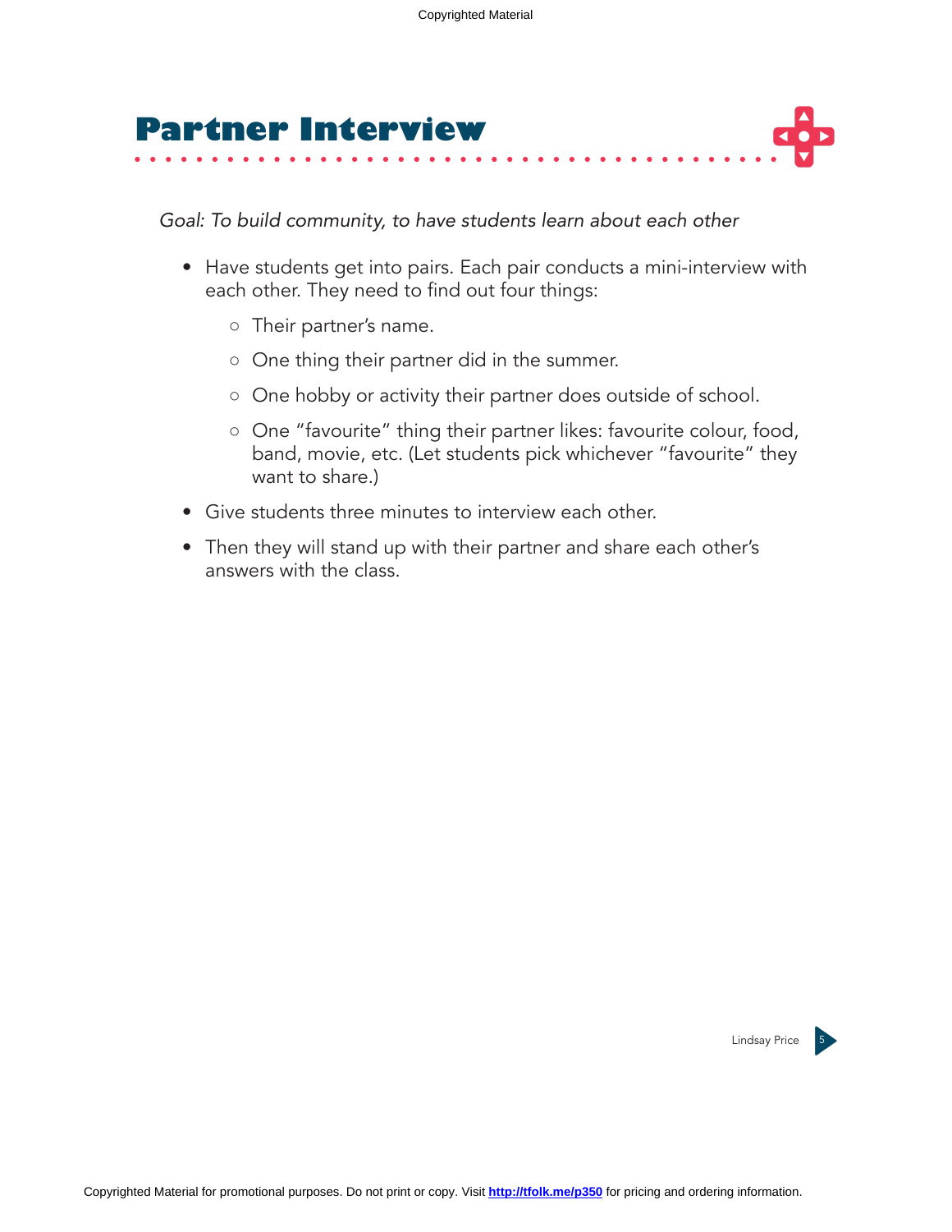# Partner Interview

*Goal: To build community, to have students learn about each other*

- Have students get into pairs. Each pair conducts a mini-interview with each other. They need to find out four things:
  - Their partner's name.
  - One thing their partner did in the summer.
  - One hobby or activity their partner does outside of school.
  - One "favourite" thing their partner likes: favourite colour, food, band, movie, etc. (Let students pick whichever "favourite" they want to share.)
- Give students three minutes to interview each other.
- Then they will stand up with their partner and share each other's answers with the class.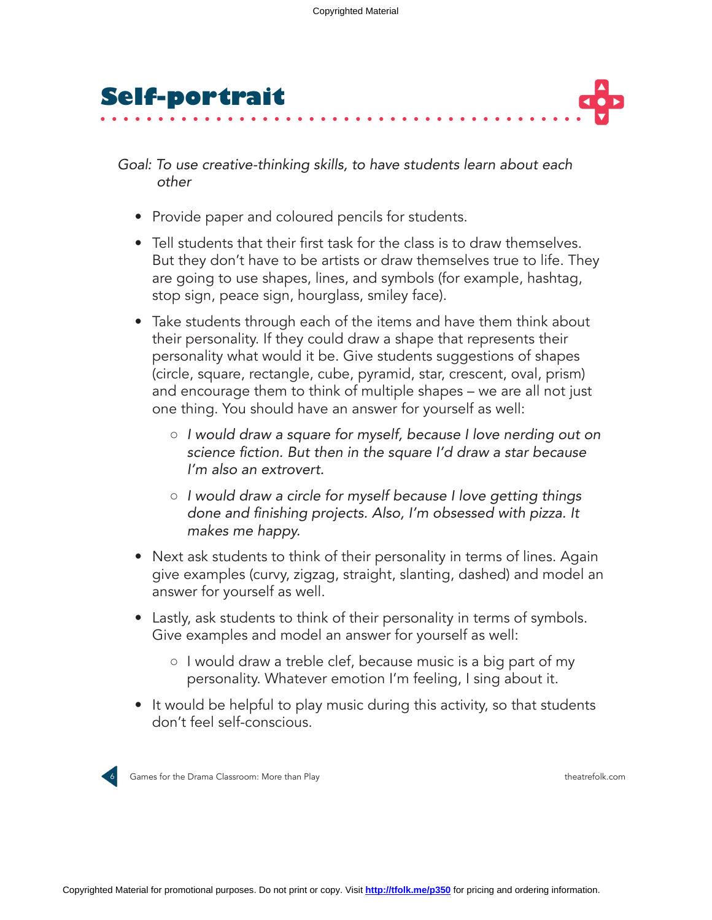# Self-portrait

*Goal: To use creative-thinking skills, to have students learn about each other*

- Provide paper and coloured pencils for students.
- Tell students that their first task for the class is to draw themselves. But they don't have to be artists or draw themselves true to life. They are going to use shapes, lines, and symbols (for example, hashtag, stop sign, peace sign, hourglass, smiley face).
- Take students through each of the items and have them think about their personality. If they could draw a shape that represents their personality what would it be. Give students suggestions of shapes (circle, square, rectangle, cube, pyramid, star, crescent, oval, prism) and encourage them to think of multiple shapes – we are all not just one thing. You should have an answer for yourself as well:
    - *I would draw a square for myself, because I love nerding out on science fiction. But then in the square I'd draw a star because I'm also an extrovert.*
    - *I would draw a circle for myself because I love getting things done and finishing projects. Also, I'm obsessed with pizza. It makes me happy.*
- Next ask students to think of their personality in terms of lines. Again give examples (curvy, zigzag, straight, slanting, dashed) and model an answer for yourself as well.
- Lastly, ask students to think of their personality in terms of symbols. Give examples and model an answer for yourself as well:
    - I would draw a treble clef, because music is a big part of my personality. Whatever emotion I'm feeling, I sing about it.
- It would be helpful to play music during this activity, so that students don't feel self-conscious.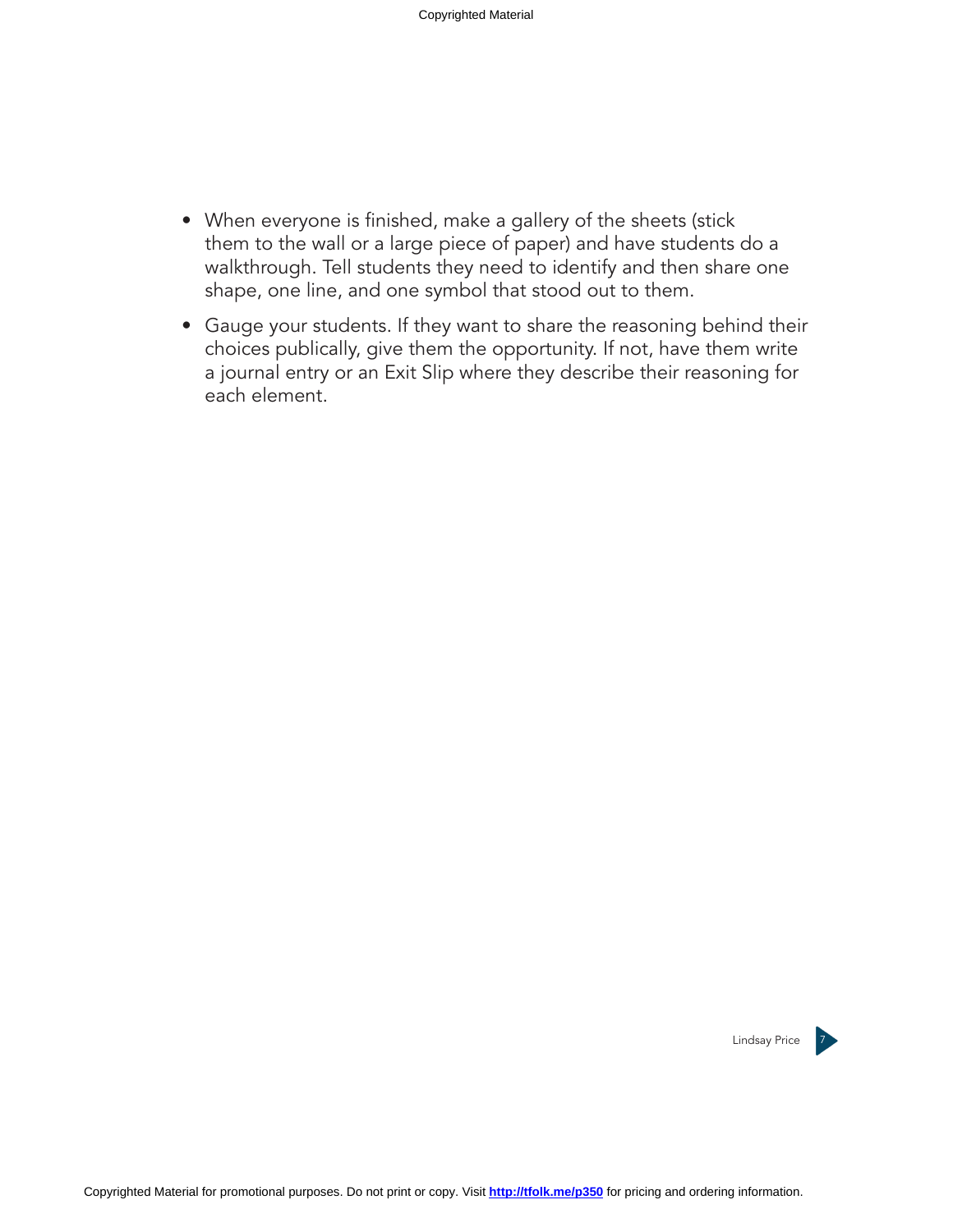- When everyone is finished, make a gallery of the sheets (stick them to the wall or a large piece of paper) and have students do a walkthrough. Tell students they need to identify and then share one shape, one line, and one symbol that stood out to them.
- Gauge your students. If they want to share the reasoning behind their choices publically, give them the opportunity. If not, have them write a journal entry or an Exit Slip where they describe their reasoning for each element.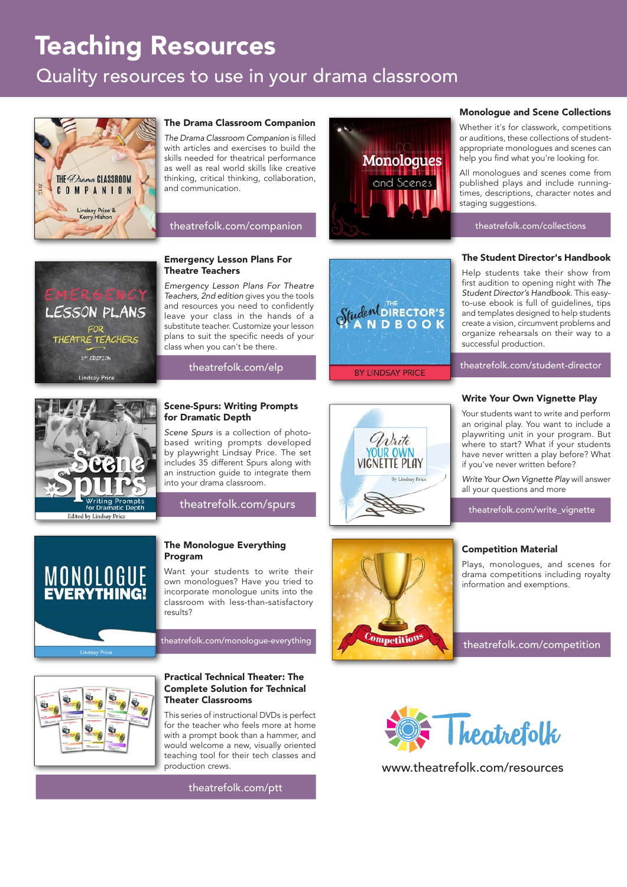# Teaching Resources

Quality resources to use in your drama classroom

### The Drama Classroom Companion

*The Drama Classroom Companion* is filled with articles and exercises to build the skills needed for theatrical performance as well as real world skills like creative thinking, critical thinking, collaboration, and communication.

theatrefolk.com/companion

### Emergency Lesson Plans For Theatre Teachers

*Emergency Lesson Plans For Theatre Teachers, 2nd edition* gives you the tools and resources you need to confidently leave your class in the hands of a substitute teacher. Customize your lesson plans to suit the specific needs of your class when you can't be there.

theatrefolk.com/elp

### Scene-Spurs: Writing Prompts for Dramatic Depth

*Scene Spurs* is a collection of photo-based writing prompts developed by playwright Lindsay Price. The set includes 35 different Spurs along with an instruction guide to integrate them into your drama classroom.

theatrefolk.com/spurs

### The Monologue Everything Program

Want your students to write their own monologues? Have you tried to incorporate monologue units into the classroom with less-than-satisfactory results?

theatrefolk.com/monologue-everything

### Practical Technical Theater: The Complete Solution for Technical Theater Classrooms

This series of instructional DVDs is perfect for the teacher who feels more at home with a hammer than a prompt book and would welcome a new, visually oriented teaching tool for their tech classes and production crews.

theatrefolk.com/ptt

### Monologue and Scene Collections

Whether it's for classwork, competitions or auditions, these collections of student-appropriate monologues and scenes can help you find what you're looking for.

All monologues and scenes come from published plays and include running-times, descriptions, character notes and staging suggestions.

theatrefolk.com/collections

### The Student Director's Handbook

Help students take their show from first audition to opening night with *The Student Director's Handbook*. This easy-to-use ebook is full of guidelines, tips and templates designed to help students create a vision, circumvent problems and organize rehearsals on their way to a successful production.

theatrefolk.com/student-director

### Write Your Own Vignette Play

Your students want to write and perform an original play. You want to include a playwriting unit in your program. But where to start? What if your students have never written a play before? What if you've never written before?

*Write Your Own Vignette Play* will answer all your questions and more

theatrefolk.com/write_vignette

### Competition Material

Plays, monologues, and scenes for drama competitions including royalty information and exemptions.

theatrefolk.com/competition

Theatrefolk

www.theatrefolk.com/resources